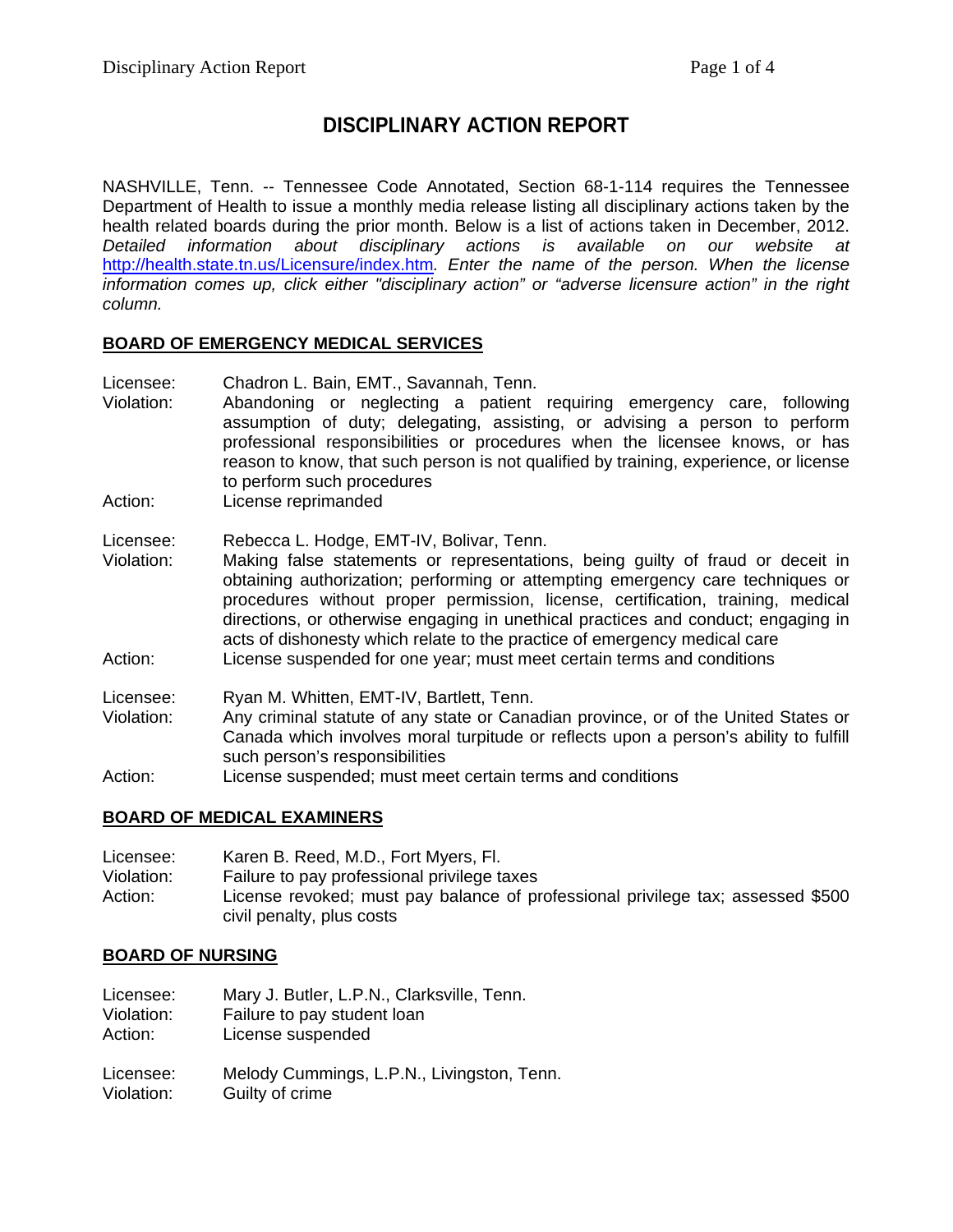# DISCIPLINARY ACTION REPORT

NASHVILLE, Tenn. -- Tennessee Code Annotated, Section 68-1-114 requires the Tennessee Department of Health to issue a monthly media release listing all disciplinary actions taken by the health related boards during the prior month. Below is a list of actions taken in December, 2012. *Detailed information about disciplinary actions is available on our website at* http://health.state.tn.us/Licensure/index.htm*. Enter the name of the person. When the license information comes up, click either "disciplinary action" or "adverse licensure action" in the right column.*

## BOARD OF EMERGENCY MEDICAL SERVICES

Licensee: Chadron L. Bain, EMT., Savannah, Tenn.
Violation: Abandoning or neglecting a patient requiring emergency care, following assumption of duty; delegating, assisting, or advising a person to perform professional responsibilities or procedures when the licensee knows, or has reason to know, that such person is not qualified by training, experience, or license to perform such procedures
Action: License reprimanded

Licensee: Rebecca L. Hodge, EMT-IV, Bolivar, Tenn.
Violation: Making false statements or representations, being guilty of fraud or deceit in obtaining authorization; performing or attempting emergency care techniques or procedures without proper permission, license, certification, training, medical directions, or otherwise engaging in unethical practices and conduct; engaging in acts of dishonesty which relate to the practice of emergency medical care
Action: License suspended for one year; must meet certain terms and conditions

Licensee: Ryan M. Whitten, EMT-IV, Bartlett, Tenn.
Violation: Any criminal statute of any state or Canadian province, or of the United States or Canada which involves moral turpitude or reflects upon a person's ability to fulfill such person's responsibilities
Action: License suspended; must meet certain terms and conditions

## BOARD OF MEDICAL EXAMINERS

Licensee: Karen B. Reed, M.D., Fort Myers, Fl.
Violation: Failure to pay professional privilege taxes
Action: License revoked; must pay balance of professional privilege tax; assessed $500 civil penalty, plus costs

## BOARD OF NURSING

Licensee: Mary J. Butler, L.P.N., Clarksville, Tenn.
Violation: Failure to pay student loan
Action: License suspended

Licensee: Melody Cummings, L.P.N., Livingston, Tenn.
Violation: Guilty of crime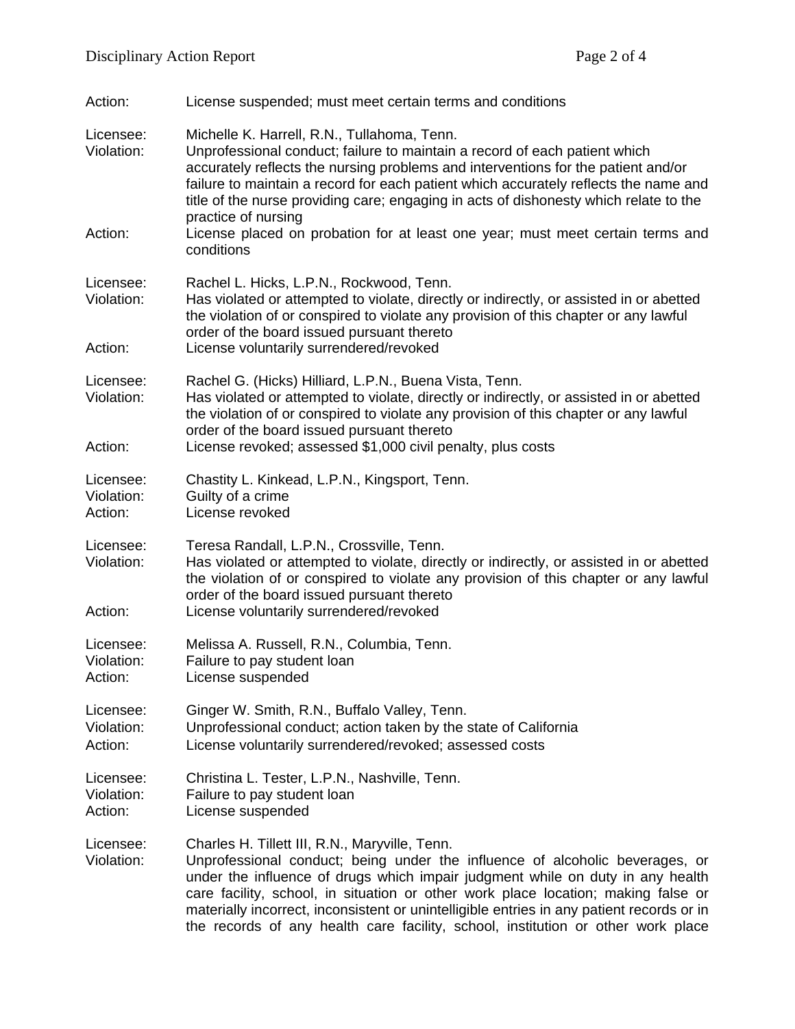Action: License suspended; must meet certain terms and conditions

Licensee: Michelle K. Harrell, R.N., Tullahoma, Tenn.
Violation: Unprofessional conduct; failure to maintain a record of each patient which accurately reflects the nursing problems and interventions for the patient and/or failure to maintain a record for each patient which accurately reflects the name and title of the nurse providing care; engaging in acts of dishonesty which relate to the practice of nursing
Action: License placed on probation for at least one year; must meet certain terms and conditions

Licensee: Rachel L. Hicks, L.P.N., Rockwood, Tenn.
Violation: Has violated or attempted to violate, directly or indirectly, or assisted in or abetted the violation of or conspired to violate any provision of this chapter or any lawful order of the board issued pursuant thereto
Action: License voluntarily surrendered/revoked

Licensee: Rachel G. (Hicks) Hilliard, L.P.N., Buena Vista, Tenn.
Violation: Has violated or attempted to violate, directly or indirectly, or assisted in or abetted the violation of or conspired to violate any provision of this chapter or any lawful order of the board issued pursuant thereto
Action: License revoked; assessed $1,000 civil penalty, plus costs

Licensee: Chastity L. Kinkead, L.P.N., Kingsport, Tenn.
Violation: Guilty of a crime
Action: License revoked

Licensee: Teresa Randall, L.P.N., Crossville, Tenn.
Violation: Has violated or attempted to violate, directly or indirectly, or assisted in or abetted the violation of or conspired to violate any provision of this chapter or any lawful order of the board issued pursuant thereto
Action: License voluntarily surrendered/revoked

Licensee: Melissa A. Russell, R.N., Columbia, Tenn.
Violation: Failure to pay student loan
Action: License suspended

Licensee: Ginger W. Smith, R.N., Buffalo Valley, Tenn.
Violation: Unprofessional conduct; action taken by the state of California
Action: License voluntarily surrendered/revoked; assessed costs

Licensee: Christina L. Tester, L.P.N., Nashville, Tenn.
Violation: Failure to pay student loan
Action: License suspended

Licensee: Charles H. Tillett III, R.N., Maryville, Tenn.
Violation: Unprofessional conduct; being under the influence of alcoholic beverages, or under the influence of drugs which impair judgment while on duty in any health care facility, school, in situation or other work place location; making false or materially incorrect, inconsistent or unintelligible entries in any patient records or in the records of any health care facility, school, institution or other work place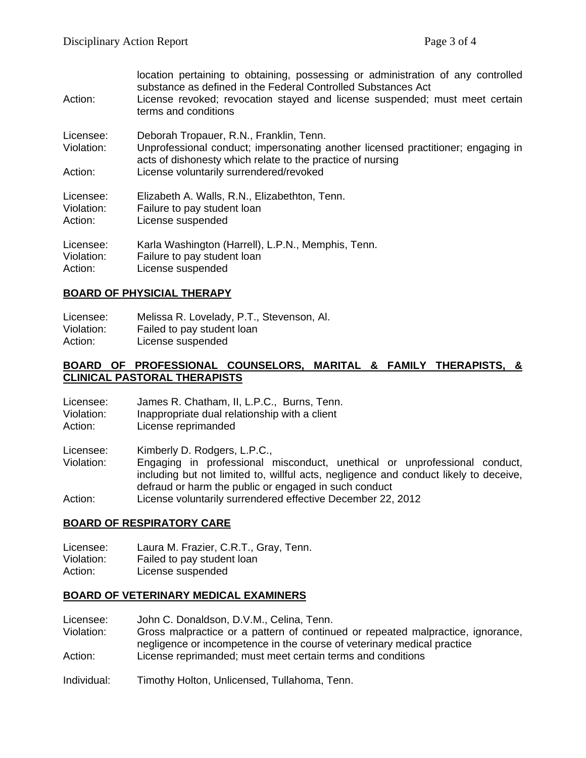location pertaining to obtaining, possessing or administration of any controlled substance as defined in the Federal Controlled Substances Act
Action: License revoked; revocation stayed and license suspended; must meet certain terms and conditions

Licensee: Deborah Tropauer, R.N., Franklin, Tenn.
Violation: Unprofessional conduct; impersonating another licensed practitioner; engaging in acts of dishonesty which relate to the practice of nursing
Action: License voluntarily surrendered/revoked

Licensee: Elizabeth A. Walls, R.N., Elizabethton, Tenn.
Violation: Failure to pay student loan
Action: License suspended

Licensee: Karla Washington (Harrell), L.P.N., Memphis, Tenn.
Violation: Failure to pay student loan
Action: License suspended

**BOARD OF PHYSICAL THERAPY**

Licensee: Melissa R. Lovelady, P.T., Stevenson, Al.
Violation: Failed to pay student loan
Action: License suspended

**BOARD OF PROFESSIONAL COUNSELORS, MARITAL & FAMILY THERAPISTS, & CLINICAL PASTORAL THERAPISTS**

Licensee: James R. Chatham, II, L.P.C., Burns, Tenn.
Violation: Inappropriate dual relationship with a client
Action: License reprimanded

Licensee: Kimberly D. Rodgers, L.P.C.,
Violation: Engaging in professional misconduct, unethical or unprofessional conduct, including but not limited to, willful acts, negligence and conduct likely to deceive, defraud or harm the public or engaged in such conduct
Action: License voluntarily surrendered effective December 22, 2012

**BOARD OF RESPIRATORY CARE**

Licensee: Laura M. Frazier, C.R.T., Gray, Tenn.
Violation: Failed to pay student loan
Action: License suspended

**BOARD OF VETERINARY MEDICAL EXAMINERS**

Licensee: John C. Donaldson, D.V.M., Celina, Tenn.
Violation: Gross malpractice or a pattern of continued or repeated malpractice, ignorance, negligence or incompetence in the course of veterinary medical practice
Action: License reprimanded; must meet certain terms and conditions

Individual: Timothy Holton, Unlicensed, Tullahoma, Tenn.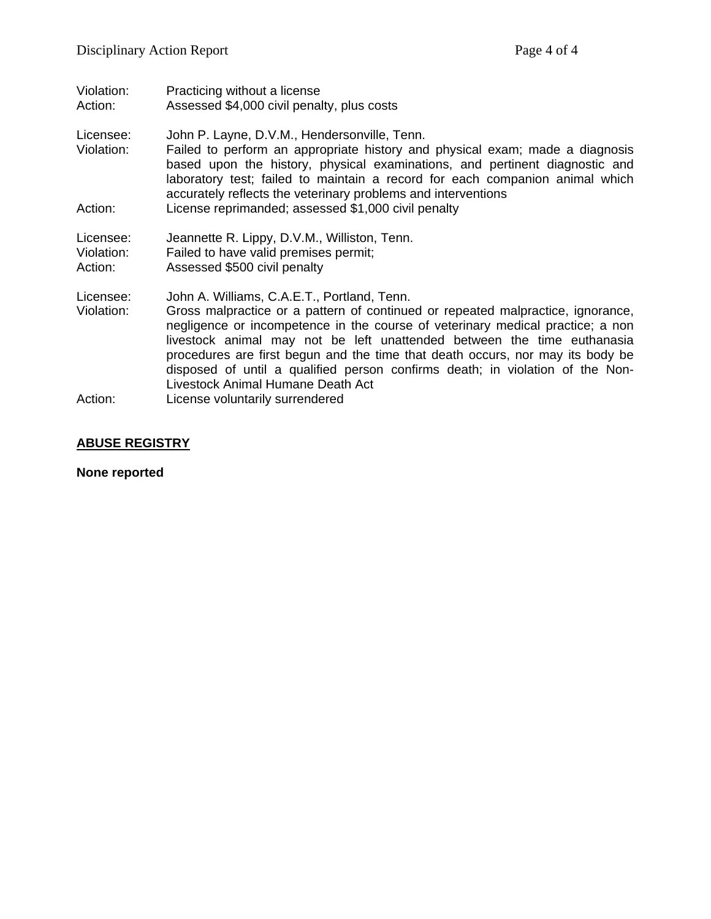Violation: Practicing without a license
Action: Assessed $4,000 civil penalty, plus costs

Licensee: John P. Layne, D.V.M., Hendersonville, Tenn.
Violation: Failed to perform an appropriate history and physical exam; made a diagnosis based upon the history, physical examinations, and pertinent diagnostic and laboratory test; failed to maintain a record for each companion animal which accurately reflects the veterinary problems and interventions
Action: License reprimanded; assessed $1,000 civil penalty

Licensee: Jeannette R. Lippy, D.V.M., Williston, Tenn.
Violation: Failed to have valid premises permit;
Action: Assessed $500 civil penalty

Licensee: John A. Williams, C.A.E.T., Portland, Tenn.
Violation: Gross malpractice or a pattern of continued or repeated malpractice, ignorance, negligence or incompetence in the course of veterinary medical practice; a non livestock animal may not be left unattended between the time euthanasia procedures are first begun and the time that death occurs, nor may its body be disposed of until a qualified person confirms death; in violation of the Non-Livestock Animal Humane Death Act
Action: License voluntarily surrendered

## ABUSE REGISTRY

**None reported**